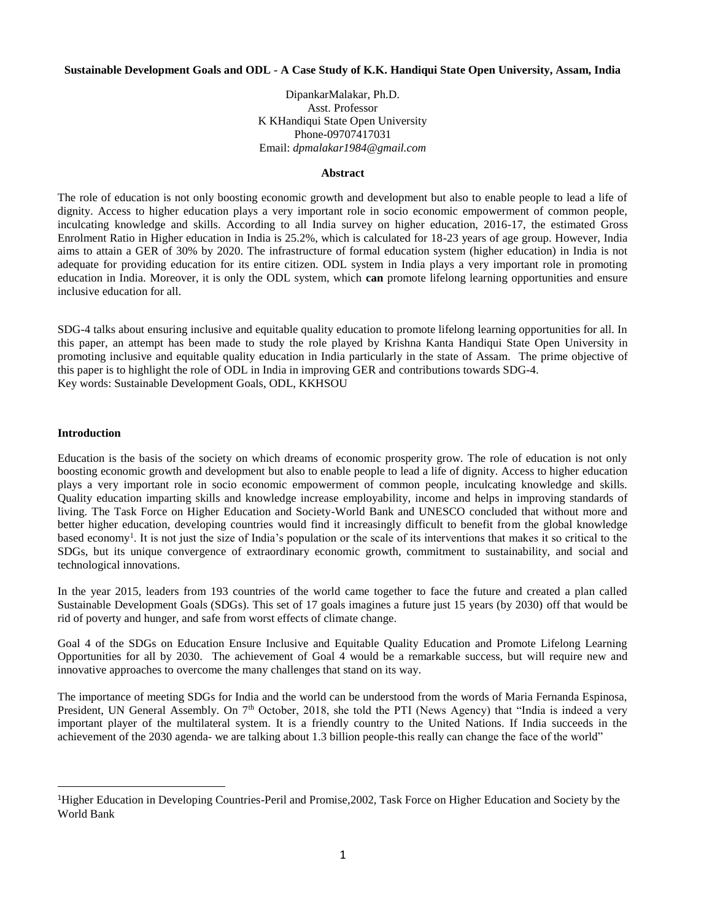**Sustainable Development Goals and ODL - A Case Study of K.K. Handiqui State Open University, Assam, India**

DipankarMalakar, Ph.D.
Asst. Professor
K KHandiqui State Open University
Phone-09707417031
Email: *dpmalakar1984@gmail.com*

**Abstract**

The role of education is not only boosting economic growth and development but also to enable people to lead a life of dignity. Access to higher education plays a very important role in socio economic empowerment of common people, inculcating knowledge and skills. According to all India survey on higher education, 2016-17, the estimated Gross Enrolment Ratio in Higher education in India is 25.2%, which is calculated for 18-23 years of age group. However, India aims to attain a GER of 30% by 2020. The infrastructure of formal education system (higher education) in India is not adequate for providing education for its entire citizen. ODL system in India plays a very important role in promoting education in India. Moreover, it is only the ODL system, which **can** promote lifelong learning opportunities and ensure inclusive education for all.

SDG-4 talks about ensuring inclusive and equitable quality education to promote lifelong learning opportunities for all. In this paper, an attempt has been made to study the role played by Krishna Kanta Handiqui State Open University in promoting inclusive and equitable quality education in India particularly in the state of Assam. The prime objective of this paper is to highlight the role of ODL in India in improving GER and contributions towards SDG-4.
Key words: Sustainable Development Goals, ODL, KKHSOU

**Introduction**

Education is the basis of the society on which dreams of economic prosperity grow. The role of education is not only boosting economic growth and development but also to enable people to lead a life of dignity. Access to higher education plays a very important role in socio economic empowerment of common people, inculcating knowledge and skills. Quality education imparting skills and knowledge increase employability, income and helps in improving standards of living. The Task Force on Higher Education and Society-World Bank and UNESCO concluded that without more and better higher education, developing countries would find it increasingly difficult to benefit from the global knowledge based economy[1]. It is not just the size of India's population or the scale of its interventions that makes it so critical to the SDGs, but its unique convergence of extraordinary economic growth, commitment to sustainability, and social and technological innovations.

In the year 2015, leaders from 193 countries of the world came together to face the future and created a plan called Sustainable Development Goals (SDGs). This set of 17 goals imagines a future just 15 years (by 2030) off that would be rid of poverty and hunger, and safe from worst effects of climate change.

Goal 4 of the SDGs on Education Ensure Inclusive and Equitable Quality Education and Promote Lifelong Learning Opportunities for all by 2030. The achievement of Goal 4 would be a remarkable success, but will require new and innovative approaches to overcome the many challenges that stand on its way.

The importance of meeting SDGs for India and the world can be understood from the words of Maria Fernanda Espinosa, President, UN General Assembly. On 7th October, 2018, she told the PTI (News Agency) that "India is indeed a very important player of the multilateral system. It is a friendly country to the United Nations. If India succeeds in the achievement of the 2030 agenda- we are talking about 1.3 billion people-this really can change the face of the world"

---

[1]Higher Education in Developing Countries-Peril and Promise,2002, Task Force on Higher Education and Society by the World Bank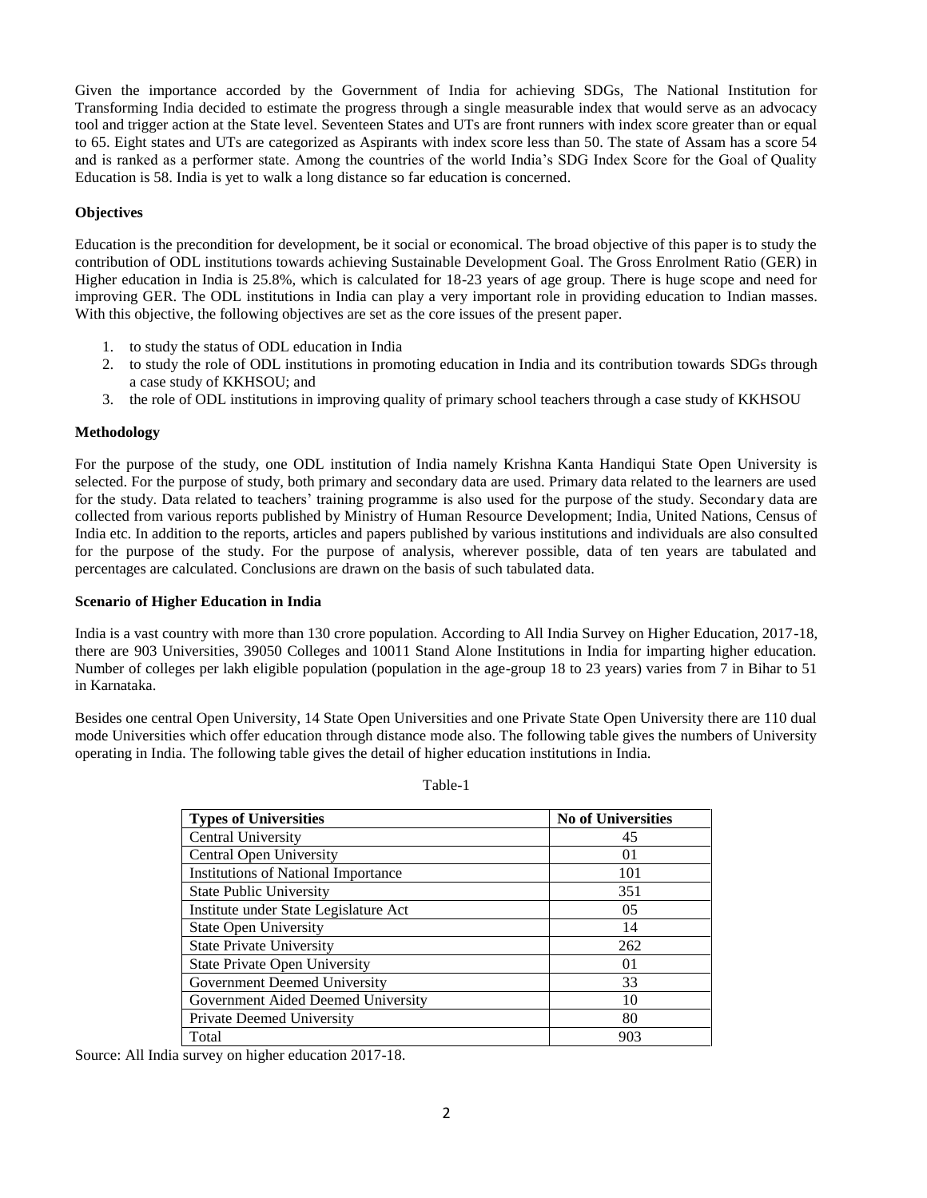Given the importance accorded by the Government of India for achieving SDGs, The National Institution for Transforming India decided to estimate the progress through a single measurable index that would serve as an advocacy tool and trigger action at the State level. Seventeen States and UTs are front runners with index score greater than or equal to 65. Eight states and UTs are categorized as Aspirants with index score less than 50. The state of Assam has a score 54 and is ranked as a performer state. Among the countries of the world India's SDG Index Score for the Goal of Quality Education is 58. India is yet to walk a long distance so far education is concerned.

### Objectives

Education is the precondition for development, be it social or economical. The broad objective of this paper is to study the contribution of ODL institutions towards achieving Sustainable Development Goal. The Gross Enrolment Ratio (GER) in Higher education in India is 25.8%, which is calculated for 18-23 years of age group. There is huge scope and need for improving GER. The ODL institutions in India can play a very important role in providing education to Indian masses. With this objective, the following objectives are set as the core issues of the present paper.

1. to study the status of ODL education in India
2. to study the role of ODL institutions in promoting education in India and its contribution towards SDGs through a case study of KKHSOU; and
3. the role of ODL institutions in improving quality of primary school teachers through a case study of KKHSOU

### Methodology

For the purpose of the study, one ODL institution of India namely Krishna Kanta Handiqui State Open University is selected. For the purpose of study, both primary and secondary data are used. Primary data related to the learners are used for the study. Data related to teachers' training programme is also used for the purpose of the study. Secondary data are collected from various reports published by Ministry of Human Resource Development; India, United Nations, Census of India etc. In addition to the reports, articles and papers published by various institutions and individuals are also consulted for the purpose of the study. For the purpose of analysis, wherever possible, data of ten years are tabulated and percentages are calculated. Conclusions are drawn on the basis of such tabulated data.

### Scenario of Higher Education in India

India is a vast country with more than 130 crore population. According to All India Survey on Higher Education, 2017-18, there are 903 Universities, 39050 Colleges and 10011 Stand Alone Institutions in India for imparting higher education. Number of colleges per lakh eligible population (population in the age-group 18 to 23 years) varies from 7 in Bihar to 51 in Karnataka.

Besides one central Open University, 14 State Open Universities and one Private State Open University there are 110 dual mode Universities which offer education through distance mode also. The following table gives the numbers of University operating in India. The following table gives the detail of higher education institutions in India.

Table-1

| Types of Universities | No of Universities |
|---|---|
| Central University | 45 |
| Central Open University | 01 |
| Institutions of National Importance | 101 |
| State Public University | 351 |
| Institute under State Legislature Act | 05 |
| State Open University | 14 |
| State Private University | 262 |
| State Private Open University | 01 |
| Government Deemed University | 33 |
| Government Aided Deemed University | 10 |
| Private Deemed University | 80 |
| Total | 903 |

Source: All India survey on higher education 2017-18.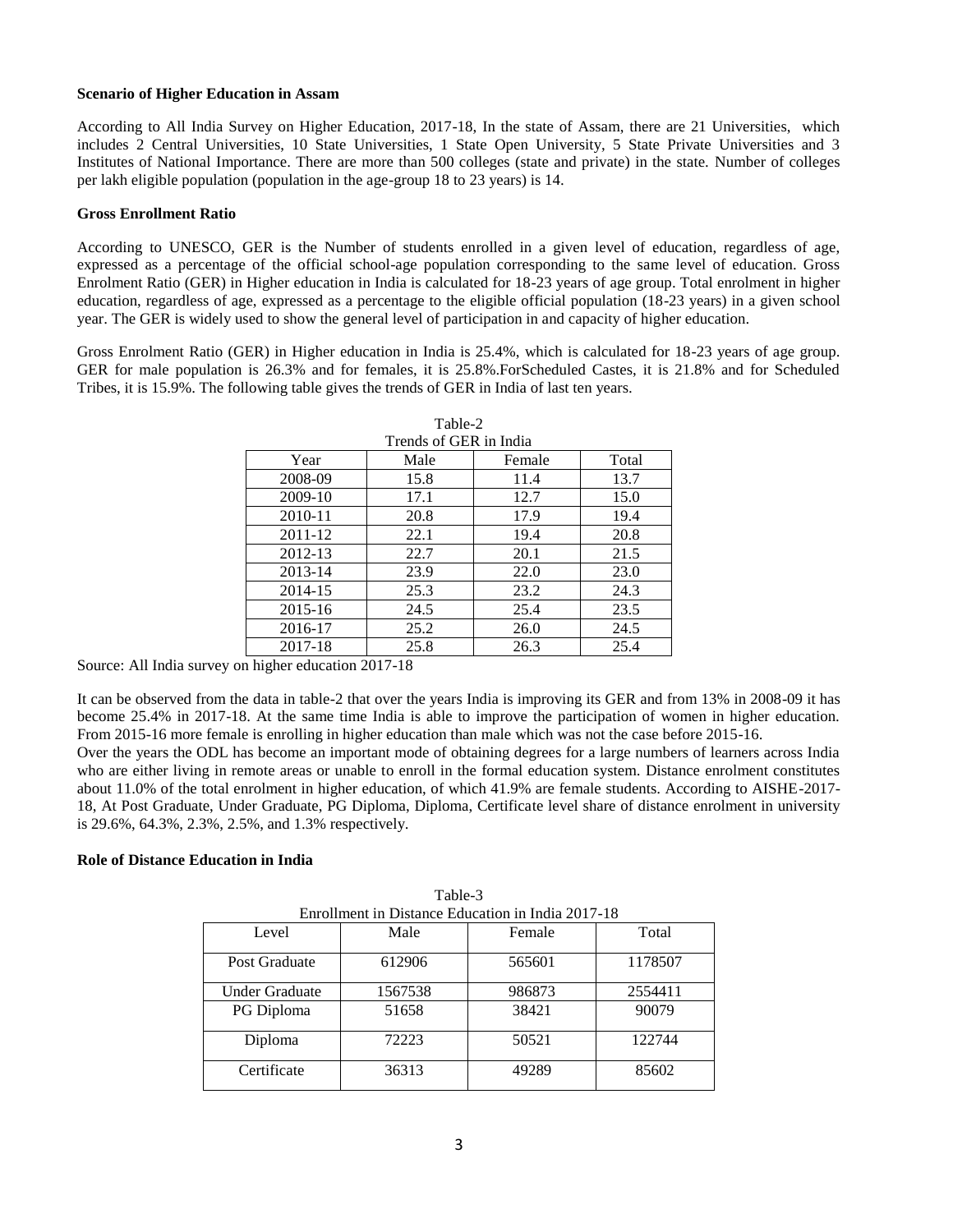**Scenario of Higher Education in Assam**

According to All India Survey on Higher Education, 2017-18, In the state of Assam, there are 21 Universities, which includes 2 Central Universities, 10 State Universities, 1 State Open University, 5 State Private Universities and 3 Institutes of National Importance. There are more than 500 colleges (state and private) in the state. Number of colleges per lakh eligible population (population in the age-group 18 to 23 years) is 14.

**Gross Enrollment Ratio**

According to UNESCO, GER is the Number of students enrolled in a given level of education, regardless of age, expressed as a percentage of the official school-age population corresponding to the same level of education. Gross Enrolment Ratio (GER) in Higher education in India is calculated for 18-23 years of age group. Total enrolment in higher education, regardless of age, expressed as a percentage to the eligible official population (18-23 years) in a given school year. The GER is widely used to show the general level of participation in and capacity of higher education.

Gross Enrolment Ratio (GER) in Higher education in India is 25.4%, which is calculated for 18-23 years of age group. GER for male population is 26.3% and for females, it is 25.8%.ForScheduled Castes, it is 21.8% and for Scheduled Tribes, it is 15.9%. The following table gives the trends of GER in India of last ten years.

Table-2
Trends of GER in India

| Year | Male | Female | Total |
|---|---|---|---|
| 2008-09 | 15.8 | 11.4 | 13.7 |
| 2009-10 | 17.1 | 12.7 | 15.0 |
| 2010-11 | 20.8 | 17.9 | 19.4 |
| 2011-12 | 22.1 | 19.4 | 20.8 |
| 2012-13 | 22.7 | 20.1 | 21.5 |
| 2013-14 | 23.9 | 22.0 | 23.0 |
| 2014-15 | 25.3 | 23.2 | 24.3 |
| 2015-16 | 24.5 | 25.4 | 23.5 |
| 2016-17 | 25.2 | 26.0 | 24.5 |
| 2017-18 | 25.8 | 26.3 | 25.4 |

Source: All India survey on higher education 2017-18

It can be observed from the data in table-2 that over the years India is improving its GER and from 13% in 2008-09 it has become 25.4% in 2017-18. At the same time India is able to improve the participation of women in higher education. From 2015-16 more female is enrolling in higher education than male which was not the case before 2015-16.

Over the years the ODL has become an important mode of obtaining degrees for a large numbers of learners across India who are either living in remote areas or unable to enroll in the formal education system. Distance enrolment constitutes about 11.0% of the total enrolment in higher education, of which 41.9% are female students. According to AISHE-2017-18, At Post Graduate, Under Graduate, PG Diploma, Diploma, Certificate level share of distance enrolment in university is 29.6%, 64.3%, 2.3%, 2.5%, and 1.3% respectively.

**Role of Distance Education in India**

Table-3
Enrollment in Distance Education in India 2017-18

| Level | Male | Female | Total |
|---|---|---|---|
| Post Graduate | 612906 | 565601 | 1178507 |
| Under Graduate | 1567538 | 986873 | 2554411 |
| PG Diploma | 51658 | 38421 | 90079 |
| Diploma | 72223 | 50521 | 122744 |
| Certificate | 36313 | 49289 | 85602 |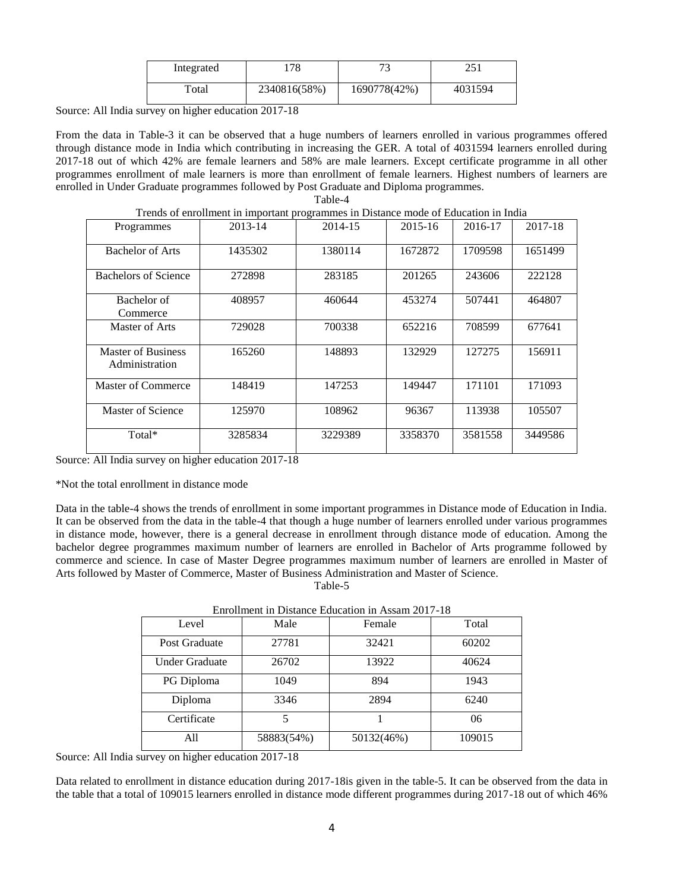| Integrated | 178 | 73 | 251 |
|---|---|---|---|
| Total | 2340816(58%) | 1690778(42%) | 4031594 |

Source: All India survey on higher education 2017-18

From the data in Table-3 it can be observed that a huge numbers of learners enrolled in various programmes offered through distance mode in India which contributing in increasing the GER. A total of 4031594 learners enrolled during 2017-18 out of which 42% are female learners and 58% are male learners. Except certificate programme in all other programmes enrollment of male learners is more than enrollment of female learners. Highest numbers of learners are enrolled in Under Graduate programmes followed by Post Graduate and Diploma programmes.

Table-4

Trends of enrollment in important programmes in Distance mode of Education in India

| Programmes | 2013-14 | 2014-15 | 2015-16 | 2016-17 | 2017-18 |
|---|---|---|---|---|---|
| Bachelor of Arts | 1435302 | 1380114 | 1672872 | 1709598 | 1651499 |
| Bachelors of Science | 272898 | 283185 | 201265 | 243606 | 222128 |
| Bachelor of Commerce | 408957 | 460644 | 453274 | 507441 | 464807 |
| Master of Arts | 729028 | 700338 | 652216 | 708599 | 677641 |
| Master of Business Administration | 165260 | 148893 | 132929 | 127275 | 156911 |
| Master of Commerce | 148419 | 147253 | 149447 | 171101 | 171093 |
| Master of Science | 125970 | 108962 | 96367 | 113938 | 105507 |
| Total* | 3285834 | 3229389 | 3358370 | 3581558 | 3449586 |

Source: All India survey on higher education 2017-18

*Not the total enrollment in distance mode

Data in the table-4 shows the trends of enrollment in some important programmes in Distance mode of Education in India. It can be observed from the data in the table-4 that though a huge number of learners enrolled under various programmes in distance mode, however, there is a general decrease in enrollment through distance mode of education. Among the bachelor degree programmes maximum number of learners are enrolled in Bachelor of Arts programme followed by commerce and science. In case of Master Degree programmes maximum number of learners are enrolled in Master of Arts followed by Master of Commerce, Master of Business Administration and Master of Science.

Table-5

Enrollment in Distance Education in Assam 2017-18

| Level | Male | Female | Total |
|---|---|---|---|
| Post Graduate | 27781 | 32421 | 60202 |
| Under Graduate | 26702 | 13922 | 40624 |
| PG Diploma | 1049 | 894 | 1943 |
| Diploma | 3346 | 2894 | 6240 |
| Certificate | 5 | 1 | 06 |
| All | 58883(54%) | 50132(46%) | 109015 |

Source: All India survey on higher education 2017-18

Data related to enrollment in distance education during 2017-18is given in the table-5. It can be observed from the data in the table that a total of 109015 learners enrolled in distance mode different programmes during 2017-18 out of which 46%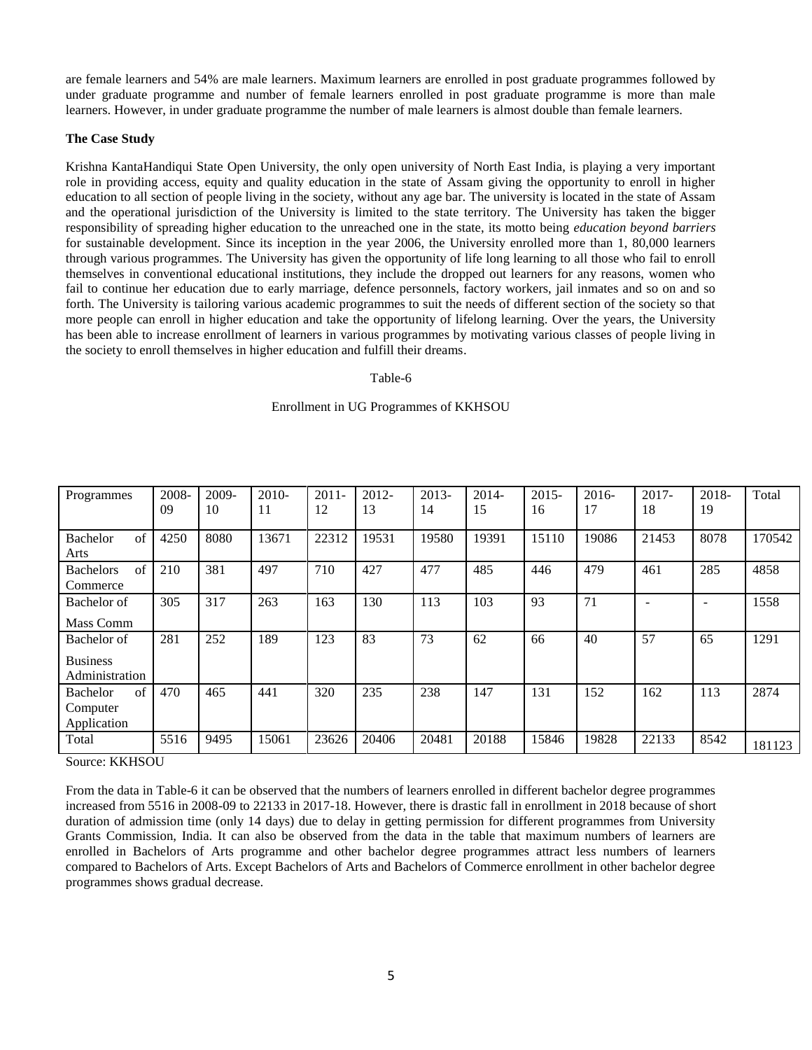are female learners and 54% are male learners. Maximum learners are enrolled in post graduate programmes followed by under graduate programme and number of female learners enrolled in post graduate programme is more than male learners. However, in under graduate programme the number of male learners is almost double than female learners.

**The Case Study**

Krishna KantaHandiqui State Open University, the only open university of North East India, is playing a very important role in providing access, equity and quality education in the state of Assam giving the opportunity to enroll in higher education to all section of people living in the society, without any age bar. The university is located in the state of Assam and the operational jurisdiction of the University is limited to the state territory. The University has taken the bigger responsibility of spreading higher education to the unreached one in the state, its motto being *education beyond barriers* for sustainable development. Since its inception in the year 2006, the University enrolled more than 1, 80,000 learners through various programmes. The University has given the opportunity of life long learning to all those who fail to enroll themselves in conventional educational institutions, they include the dropped out learners for any reasons, women who fail to continue her education due to early marriage, defence personnels, factory workers, jail inmates and so on and so forth. The University is tailoring various academic programmes to suit the needs of different section of the society so that more people can enroll in higher education and take the opportunity of lifelong learning. Over the years, the University has been able to increase enrollment of learners in various programmes by motivating various classes of people living in the society to enroll themselves in higher education and fulfill their dreams.

Table-6

Enrollment in UG Programmes of KKHSOU

| Programmes | 2008-09 | 2009-10 | 2010-11 | 2011-12 | 2012-13 | 2013-14 | 2014-15 | 2015-16 | 2016-17 | 2017-18 | 2018-19 | Total |
|---|---|---|---|---|---|---|---|---|---|---|---|---|
| Bachelor of Arts | 4250 | 8080 | 13671 | 22312 | 19531 | 19580 | 19391 | 15110 | 19086 | 21453 | 8078 | 170542 |
| Bachelors of Commerce | 210 | 381 | 497 | 710 | 427 | 477 | 485 | 446 | 479 | 461 | 285 | 4858 |
| Bachelor of Mass Comm | 305 | 317 | 263 | 163 | 130 | 113 | 103 | 93 | 71 | - | - | 1558 |
| Bachelor of Business Administration | 281 | 252 | 189 | 123 | 83 | 73 | 62 | 66 | 40 | 57 | 65 | 1291 |
| Bachelor of Computer Application | 470 | 465 | 441 | 320 | 235 | 238 | 147 | 131 | 152 | 162 | 113 | 2874 |
| Total | 5516 | 9495 | 15061 | 23626 | 20406 | 20481 | 20188 | 15846 | 19828 | 22133 | 8542 | 181123 |

Source: KKHSOU

From the data in Table-6 it can be observed that the numbers of learners enrolled in different bachelor degree programmes increased from 5516 in 2008-09 to 22133 in 2017-18. However, there is drastic fall in enrollment in 2018 because of short duration of admission time (only 14 days) due to delay in getting permission for different programmes from University Grants Commission, India. It can also be observed from the data in the table that maximum numbers of learners are enrolled in Bachelors of Arts programme and other bachelor degree programmes attract less numbers of learners compared to Bachelors of Arts. Except Bachelors of Arts and Bachelors of Commerce enrollment in other bachelor degree programmes shows gradual decrease.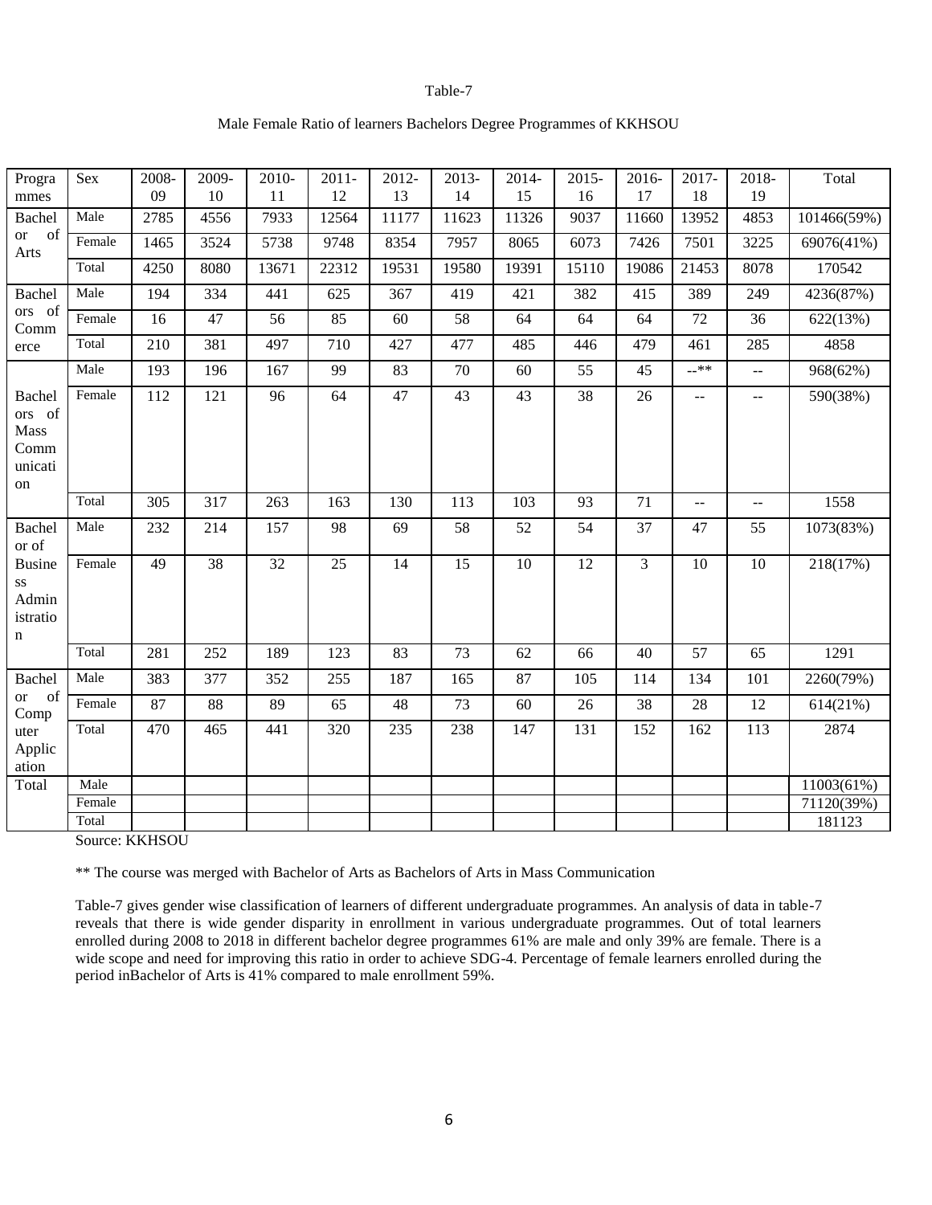Table-7

Male Female Ratio of learners Bachelors Degree Programmes of KKHSOU

| Programmes | Sex | 2008-09 | 2009-10 | 2010-11 | 2011-12 | 2012-13 | 2013-14 | 2014-15 | 2015-16 | 2016-17 | 2017-18 | 2018-19 | Total |
|---|---|---|---|---|---|---|---|---|---|---|---|---|---|
| Bachelor of Arts | Male | 2785 | 4556 | 7933 | 12564 | 11177 | 11623 | 11326 | 9037 | 11660 | 13952 | 4853 | 101466(59%) |
| | Female | 1465 | 3524 | 5738 | 9748 | 8354 | 7957 | 8065 | 6073 | 7426 | 7501 | 3225 | 69076(41%) |
| | Total | 4250 | 8080 | 13671 | 22312 | 19531 | 19580 | 19391 | 15110 | 19086 | 21453 | 8078 | 170542 |
| Bachelors of Commerce | Male | 194 | 334 | 441 | 625 | 367 | 419 | 421 | 382 | 415 | 389 | 249 | 4236(87%) |
| | Female | 16 | 47 | 56 | 85 | 60 | 58 | 64 | 64 | 64 | 72 | 36 | 622(13%) |
| | Total | 210 | 381 | 497 | 710 | 427 | 477 | 485 | 446 | 479 | 461 | 285 | 4858 |
| Bachelors of Mass Communication | Male | 193 | 196 | 167 | 99 | 83 | 70 | 60 | 55 | 45 | --** | -- | 968(62%) |
| | Female | 112 | 121 | 96 | 64 | 47 | 43 | 43 | 38 | 26 | -- | -- | 590(38%) |
| | Total | 305 | 317 | 263 | 163 | 130 | 113 | 103 | 93 | 71 | -- | -- | 1558 |
| Bachelor of Business Administration | Male | 232 | 214 | 157 | 98 | 69 | 58 | 52 | 54 | 37 | 47 | 55 | 1073(83%) |
| | Female | 49 | 38 | 32 | 25 | 14 | 15 | 10 | 12 | 3 | 10 | 10 | 218(17%) |
| | Total | 281 | 252 | 189 | 123 | 83 | 73 | 62 | 66 | 40 | 57 | 65 | 1291 |
| Bachelor of Computer Application | Male | 383 | 377 | 352 | 255 | 187 | 165 | 87 | 105 | 114 | 134 | 101 | 2260(79%) |
| | Female | 87 | 88 | 89 | 65 | 48 | 73 | 60 | 26 | 38 | 28 | 12 | 614(21%) |
| | Total | 470 | 465 | 441 | 320 | 235 | 238 | 147 | 131 | 152 | 162 | 113 | 2874 |
| Total | Male | | | | | | | | | | | | 11003(61%) |
| | Female | | | | | | | | | | | | 71120(39%) |
| | Total | | | | | | | | | | | | 181123 |

Source: KKHSOU

** The course was merged with Bachelor of Arts as Bachelors of Arts in Mass Communication

Table-7 gives gender wise classification of learners of different undergraduate programmes. An analysis of data in table-7 reveals that there is wide gender disparity in enrollment in various undergraduate programmes. Out of total learners enrolled during 2008 to 2018 in different bachelor degree programmes 61% are male and only 39% are female. There is a wide scope and need for improving this ratio in order to achieve SDG-4. Percentage of female learners enrolled during the period inBachelor of Arts is 41% compared to male enrollment 59%.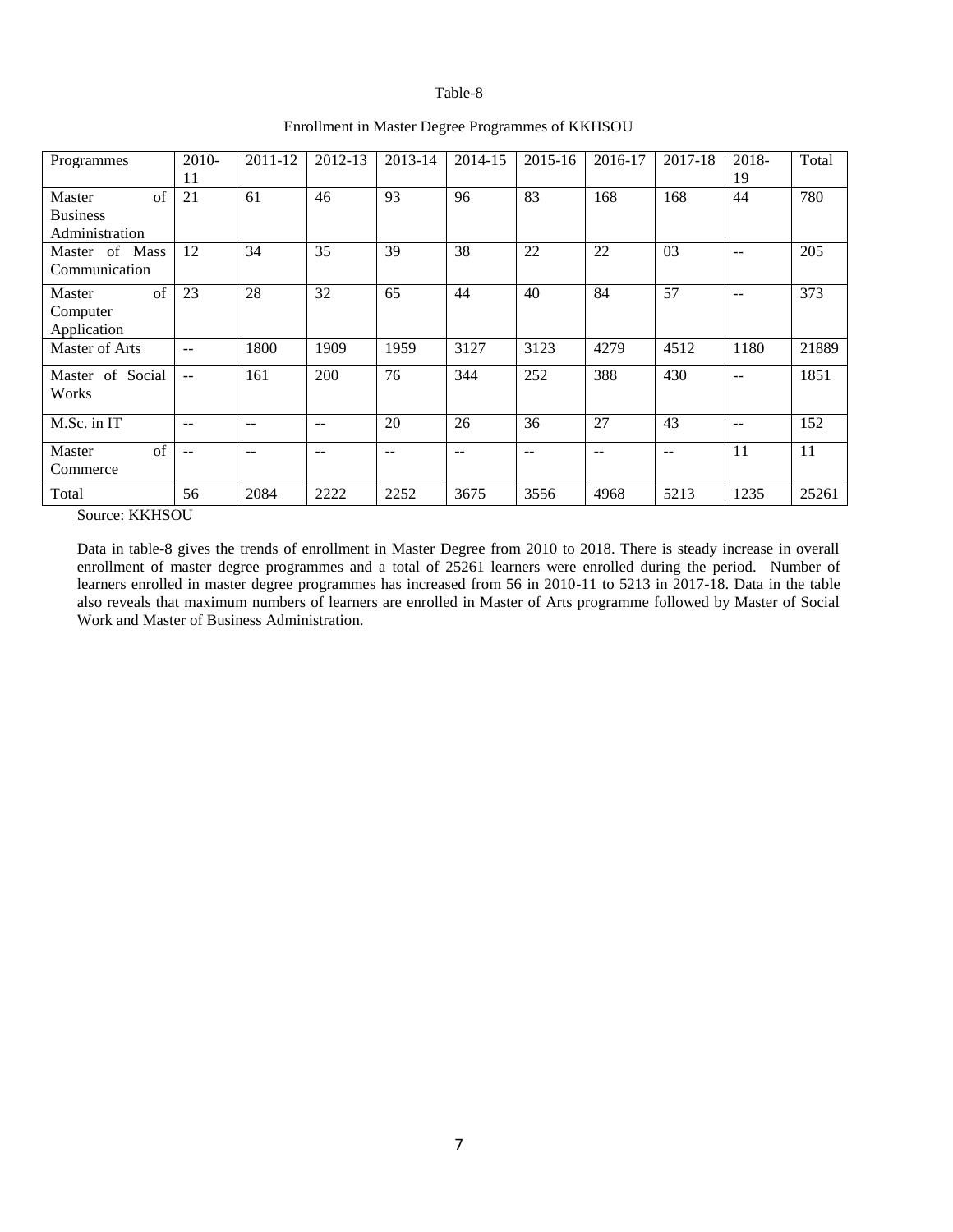Table-8

Enrollment in Master Degree Programmes of KKHSOU

| Programmes | 2010-11 | 2011-12 | 2012-13 | 2013-14 | 2014-15 | 2015-16 | 2016-17 | 2017-18 | 2018-19 | Total |
|---|---|---|---|---|---|---|---|---|---|---|
| Master of Business Administration | 21 | 61 | 46 | 93 | 96 | 83 | 168 | 168 | 44 | 780 |
| Master of Mass Communication | 12 | 34 | 35 | 39 | 38 | 22 | 22 | 03 | -- | 205 |
| Master of Computer Application | 23 | 28 | 32 | 65 | 44 | 40 | 84 | 57 | -- | 373 |
| Master of Arts | -- | 1800 | 1909 | 1959 | 3127 | 3123 | 4279 | 4512 | 1180 | 21889 |
| Master of Social Works | -- | 161 | 200 | 76 | 344 | 252 | 388 | 430 | -- | 1851 |
| M.Sc. in IT | -- | -- | -- | 20 | 26 | 36 | 27 | 43 | -- | 152 |
| Master of Commerce | -- | -- | -- | -- | -- | -- | -- | -- | 11 | 11 |
| Total | 56 | 2084 | 2222 | 2252 | 3675 | 3556 | 4968 | 5213 | 1235 | 25261 |

Source: KKHSOU

Data in table-8 gives the trends of enrollment in Master Degree from 2010 to 2018. There is steady increase in overall enrollment of master degree programmes and a total of 25261 learners were enrolled during the period. Number of learners enrolled in master degree programmes has increased from 56 in 2010-11 to 5213 in 2017-18. Data in the table also reveals that maximum numbers of learners are enrolled in Master of Arts programme followed by Master of Social Work and Master of Business Administration.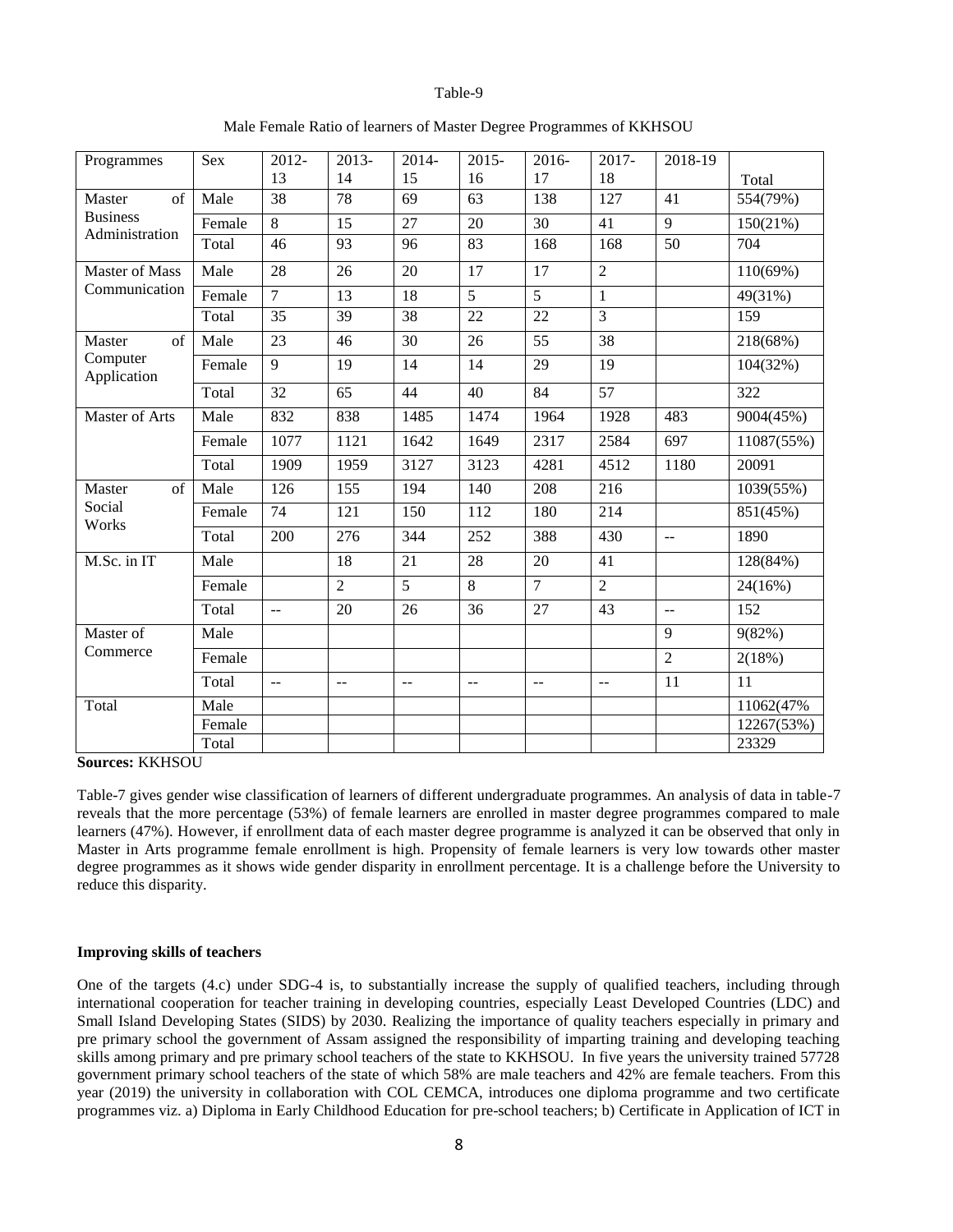Table-9

Male Female Ratio of learners of Master Degree Programmes of KKHSOU

| Programmes | Sex | 2012-13 | 2013-14 | 2014-15 | 2015-16 | 2016-17 | 2017-18 | 2018-19 | Total |
|---|---|---|---|---|---|---|---|---|---|
| Master of Business Administration | Male | 38 | 78 | 69 | 63 | 138 | 127 | 41 | 554(79%) |
| | Female | 8 | 15 | 27 | 20 | 30 | 41 | 9 | 150(21%) |
| | Total | 46 | 93 | 96 | 83 | 168 | 168 | 50 | 704 |
| Master of Mass Communication | Male | 28 | 26 | 20 | 17 | 17 | 2 | | 110(69%) |
| | Female | 7 | 13 | 18 | 5 | 5 | 1 | | 49(31%) |
| | Total | 35 | 39 | 38 | 22 | 22 | 3 | | 159 |
| Master of Computer Application | Male | 23 | 46 | 30 | 26 | 55 | 38 | | 218(68%) |
| | Female | 9 | 19 | 14 | 14 | 29 | 19 | | 104(32%) |
| | Total | 32 | 65 | 44 | 40 | 84 | 57 | | 322 |
| Master of Arts | Male | 832 | 838 | 1485 | 1474 | 1964 | 1928 | 483 | 9004(45%) |
| | Female | 1077 | 1121 | 1642 | 1649 | 2317 | 2584 | 697 | 11087(55%) |
| | Total | 1909 | 1959 | 3127 | 3123 | 4281 | 4512 | 1180 | 20091 |
| Master of Social Works | Male | 126 | 155 | 194 | 140 | 208 | 216 | | 1039(55%) |
| | Female | 74 | 121 | 150 | 112 | 180 | 214 | | 851(45%) |
| | Total | 200 | 276 | 344 | 252 | 388 | 430 | -- | 1890 |
| M.Sc. in IT | Male | | 18 | 21 | 28 | 20 | 41 | | 128(84%) |
| | Female | | 2 | 5 | 8 | 7 | 2 | | 24(16%) |
| | Total | -- | 20 | 26 | 36 | 27 | 43 | -- | 152 |
| Master of Commerce | Male | | | | | | | 9 | 9(82%) |
| | Female | | | | | | | 2 | 2(18%) |
| | Total | -- | -- | -- | -- | -- | -- | 11 | 11 |
| Total | Male | | | | | | | | 11062(47% |
| | Female | | | | | | | | 12267(53%) |
| | Total | | | | | | | | 23329 |

**Sources:** KKHSOU

Table-7 gives gender wise classification of learners of different undergraduate programmes. An analysis of data in table-7 reveals that the more percentage (53%) of female learners are enrolled in master degree programmes compared to male learners (47%). However, if enrollment data of each master degree programme is analyzed it can be observed that only in Master in Arts programme female enrollment is high. Propensity of female learners is very low towards other master degree programmes as it shows wide gender disparity in enrollment percentage. It is a challenge before the University to reduce this disparity.

**Improving skills of teachers**

One of the targets (4.c) under SDG-4 is, to substantially increase the supply of qualified teachers, including through international cooperation for teacher training in developing countries, especially Least Developed Countries (LDC) and Small Island Developing States (SIDS) by 2030. Realizing the importance of quality teachers especially in primary and pre primary school the government of Assam assigned the responsibility of imparting training and developing teaching skills among primary and pre primary school teachers of the state to KKHSOU. In five years the university trained 57728 government primary school teachers of the state of which 58% are male teachers and 42% are female teachers. From this year (2019) the university in collaboration with COL CEMCA, introduces one diploma programme and two certificate programmes viz. a) Diploma in Early Childhood Education for pre-school teachers; b) Certificate in Application of ICT in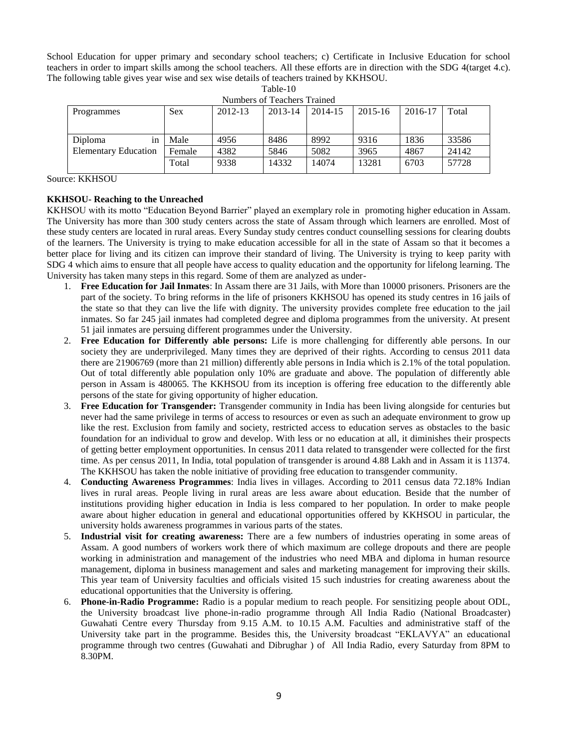School Education for upper primary and secondary school teachers; c) Certificate in Inclusive Education for school teachers in order to impart skills among the school teachers. All these efforts are in direction with the SDG 4(target 4.c). The following table gives year wise and sex wise details of teachers trained by KKHSOU.

Table-10

Numbers of Teachers Trained

| Programmes | Sex | 2012-13 | 2013-14 | 2014-15 | 2015-16 | 2016-17 | Total |
|---|---|---|---|---|---|---|---|
| Diploma in Elementary Education | Male | 4956 | 8486 | 8992 | 9316 | 1836 | 33586 |
| | Female | 4382 | 5846 | 5082 | 3965 | 4867 | 24142 |
| | Total | 9338 | 14332 | 14074 | 13281 | 6703 | 57728 |

Source: KKHSOU

**KKHSOU- Reaching to the Unreached**

KKHSOU with its motto "Education Beyond Barrier" played an exemplary role in promoting higher education in Assam. The University has more than 300 study centers across the state of Assam through which learners are enrolled. Most of these study centers are located in rural areas. Every Sunday study centres conduct counselling sessions for clearing doubts of the learners. The University is trying to make education accessible for all in the state of Assam so that it becomes a better place for living and its citizen can improve their standard of living. The University is trying to keep parity with SDG 4 which aims to ensure that all people have access to quality education and the opportunity for lifelong learning. The University has taken many steps in this regard. Some of them are analyzed as under-

1. **Free Education for Jail Inmates**: In Assam there are 31 Jails, with More than 10000 prisoners. Prisoners are the part of the society. To bring reforms in the life of prisoners KKHSOU has opened its study centres in 16 jails of the state so that they can live the life with dignity. The university provides complete free education to the jail inmates. So far 245 jail inmates had completed degree and diploma programmes from the university. At present 51 jail inmates are persuing different programmes under the University.
2. **Free Education for Differently able persons:** Life is more challenging for differently able persons. In our society they are underprivileged. Many times they are deprived of their rights. According to census 2011 data there are 21906769 (more than 21 million) differently able persons in India which is 2.1% of the total population. Out of total differently able population only 10% are graduate and above. The population of differently able person in Assam is 480065. The KKHSOU from its inception is offering free education to the differently able persons of the state for giving opportunity of higher education.
3. **Free Education for Transgender:** Transgender community in India has been living alongside for centuries but never had the same privilege in terms of access to resources or even as such an adequate environment to grow up like the rest. Exclusion from family and society, restricted access to education serves as obstacles to the basic foundation for an individual to grow and develop. With less or no education at all, it diminishes their prospects of getting better employment opportunities. In census 2011 data related to transgender were collected for the first time. As per census 2011, In India, total population of transgender is around 4.88 Lakh and in Assam it is 11374. The KKHSOU has taken the noble initiative of providing free education to transgender community.
4. **Conducting Awareness Programmes**: India lives in villages. According to 2011 census data 72.18% Indian lives in rural areas. People living in rural areas are less aware about education. Beside that the number of institutions providing higher education in India is less compared to her population. In order to make people aware about higher education in general and educational opportunities offered by KKHSOU in particular, the university holds awareness programmes in various parts of the states.
5. **Industrial visit for creating awareness:** There are a few numbers of industries operating in some areas of Assam. A good numbers of workers work there of which maximum are college dropouts and there are people working in administration and management of the industries who need MBA and diploma in human resource management, diploma in business management and sales and marketing management for improving their skills. This year team of University faculties and officials visited 15 such industries for creating awareness about the educational opportunities that the University is offering.
6. **Phone-in-Radio Programme:** Radio is a popular medium to reach people. For sensitizing people about ODL, the University broadcast live phone-in-radio programme through All India Radio (National Broadcaster) Guwahati Centre every Thursday from 9.15 A.M. to 10.15 A.M. Faculties and administrative staff of the University take part in the programme. Besides this, the University broadcast "EKLAVYA" an educational programme through two centres (Guwahati and Dibrughar ) of All India Radio, every Saturday from 8PM to 8.30PM.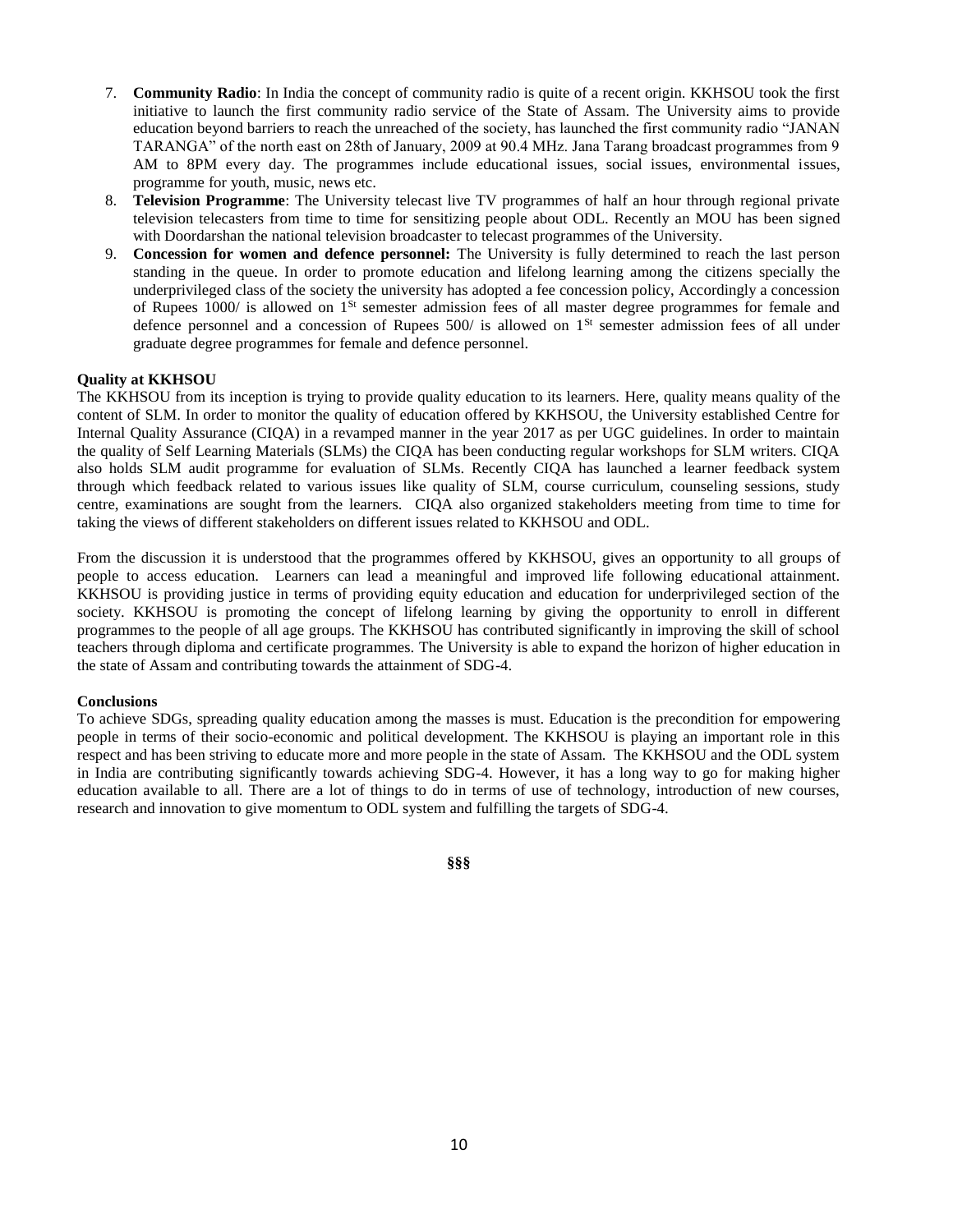7. **Community Radio**: In India the concept of community radio is quite of a recent origin. KKHSOU took the first initiative to launch the first community radio service of the State of Assam. The University aims to provide education beyond barriers to reach the unreached of the society, has launched the first community radio "JANAN TARANGA" of the north east on 28th of January, 2009 at 90.4 MHz. Jana Tarang broadcast programmes from 9 AM to 8PM every day. The programmes include educational issues, social issues, environmental issues, programme for youth, music, news etc.
8. **Television Programme**: The University telecast live TV programmes of half an hour through regional private television telecasters from time to time for sensitizing people about ODL. Recently an MOU has been signed with Doordarshan the national television broadcaster to telecast programmes of the University.
9. **Concession for women and defence personnel:** The University is fully determined to reach the last person standing in the queue. In order to promote education and lifelong learning among the citizens specially the underprivileged class of the society the university has adopted a fee concession policy, Accordingly a concession of Rupees 1000/ is allowed on 1St semester admission fees of all master degree programmes for female and defence personnel and a concession of Rupees 500/ is allowed on 1St semester admission fees of all under graduate degree programmes for female and defence personnel.

**Quality at KKHSOU**

The KKHSOU from its inception is trying to provide quality education to its learners. Here, quality means quality of the content of SLM. In order to monitor the quality of education offered by KKHSOU, the University established Centre for Internal Quality Assurance (CIQA) in a revamped manner in the year 2017 as per UGC guidelines. In order to maintain the quality of Self Learning Materials (SLMs) the CIQA has been conducting regular workshops for SLM writers. CIQA also holds SLM audit programme for evaluation of SLMs. Recently CIQA has launched a learner feedback system through which feedback related to various issues like quality of SLM, course curriculum, counseling sessions, study centre, examinations are sought from the learners. CIQA also organized stakeholders meeting from time to time for taking the views of different stakeholders on different issues related to KKHSOU and ODL.

From the discussion it is understood that the programmes offered by KKHSOU, gives an opportunity to all groups of people to access education. Learners can lead a meaningful and improved life following educational attainment. KKHSOU is providing justice in terms of providing equity education and education for underprivileged section of the society. KKHSOU is promoting the concept of lifelong learning by giving the opportunity to enroll in different programmes to the people of all age groups. The KKHSOU has contributed significantly in improving the skill of school teachers through diploma and certificate programmes. The University is able to expand the horizon of higher education in the state of Assam and contributing towards the attainment of SDG-4.

**Conclusions**

To achieve SDGs, spreading quality education among the masses is must. Education is the precondition for empowering people in terms of their socio-economic and political development. The KKHSOU is playing an important role in this respect and has been striving to educate more and more people in the state of Assam. The KKHSOU and the ODL system in India are contributing significantly towards achieving SDG-4. However, it has a long way to go for making higher education available to all. There are a lot of things to do in terms of use of technology, introduction of new courses, research and innovation to give momentum to ODL system and fulfilling the targets of SDG-4.

§§§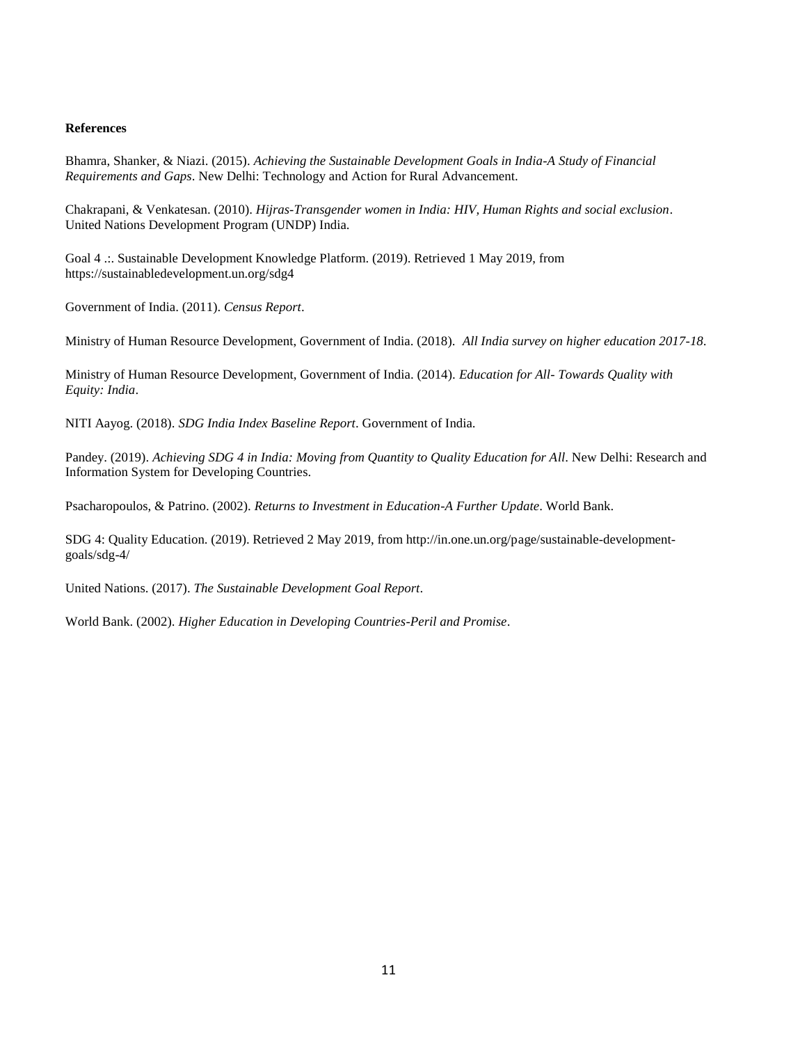**References**

Bhamra, Shanker, & Niazi. (2015). *Achieving the Sustainable Development Goals in India-A Study of Financial Requirements and Gaps*. New Delhi: Technology and Action for Rural Advancement.

Chakrapani, & Venkatesan. (2010). *Hijras-Transgender women in India: HIV, Human Rights and social exclusion*. United Nations Development Program (UNDP) India.

Goal 4 .:. Sustainable Development Knowledge Platform. (2019). Retrieved 1 May 2019, from https://sustainabledevelopment.un.org/sdg4

Government of India. (2011). *Census Report*.

Ministry of Human Resource Development, Government of India. (2018). *All India survey on higher education 2017-18*.

Ministry of Human Resource Development, Government of India. (2014). *Education for All- Towards Quality with Equity: India*.

NITI Aayog. (2018). *SDG India Index Baseline Report*. Government of India.

Pandey. (2019). *Achieving SDG 4 in India: Moving from Quantity to Quality Education for All*. New Delhi: Research and Information System for Developing Countries.

Psacharopoulos, & Patrino. (2002). *Returns to Investment in Education-A Further Update*. World Bank.

SDG 4: Quality Education. (2019). Retrieved 2 May 2019, from http://in.one.un.org/page/sustainable-development-goals/sdg-4/

United Nations. (2017). *The Sustainable Development Goal Report*.

World Bank. (2002). *Higher Education in Developing Countries-Peril and Promise*.